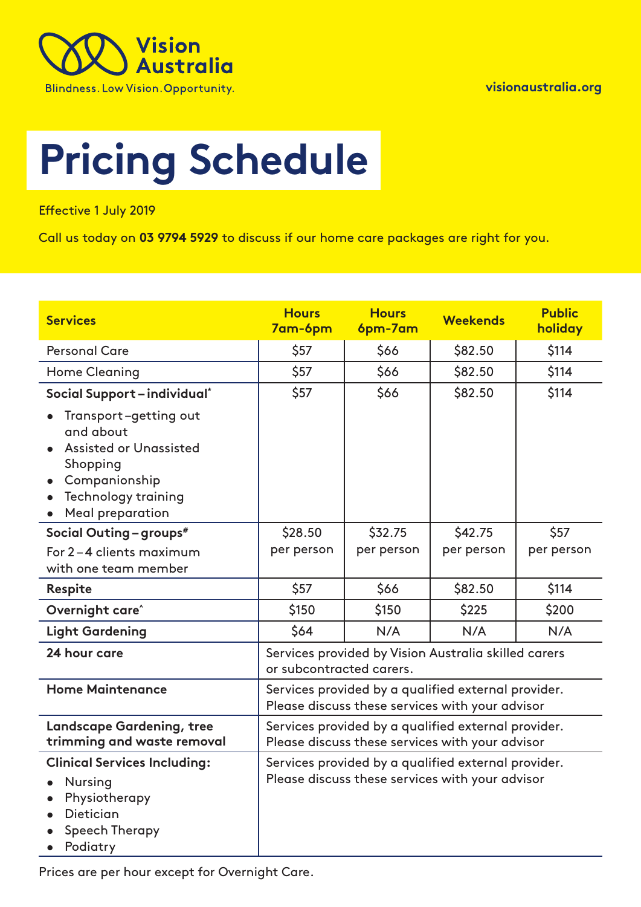Vision Australia

Blindness. Low Vision. Opportunity.

visionaustralia.org

# Pricing Schedule

Effective 1 July 2019

Call us today on **03 9794 5929** to discuss if our home care packages are right for you.

| Services | Hours 7am-6pm | Hours 6pm-7am | Weekends | Public holiday |
|---|---|---|---|---|
| Personal Care | $57 | $66 | $82.50 | $114 |
| Home Cleaning | $57 | $66 | $82.50 | $114 |
| **Social Support – individual***<br>• Transport – getting out and about<br>• Assisted or Unassisted Shopping<br>• Companionship<br>• Technology training<br>• Meal preparation | $57 | $66 | $82.50 | $114 |
| **Social Outing – groups#**<br>For 2 – 4 clients maximum with one team member | $28.50 per person | $32.75 per person | $42.75 per person | $57 per person |
| **Respite** | $57 | $66 | $82.50 | $114 |
| **Overnight care^** | $150 | $150 | $225 | $200 |
| **Light Gardening** | $64 | N/A | N/A | N/A |
| **24 hour care** | Services provided by Vision Australia skilled carers or subcontracted carers. | | | |
| **Home Maintenance** | Services provided by a qualified external provider. Please discuss these services with your advisor | | | |
| **Landscape Gardening, tree trimming and waste removal** | Services provided by a qualified external provider. Please discuss these services with your advisor | | | |
| **Clinical Services Including:**<br>• Nursing<br>• Physiotherapy<br>• Dietician<br>• Speech Therapy<br>• Podiatry | Services provided by a qualified external provider. Please discuss these services with your advisor | | | |

Prices are per hour except for Overnight Care.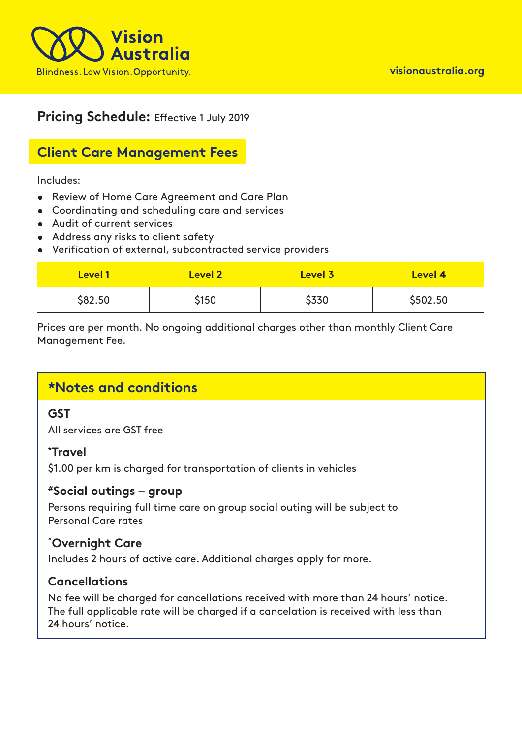Vision Australia

Blindness. Low Vision. Opportunity.

visionaustralia.org

## Pricing Schedule: Effective 1 July 2019

## Client Care Management Fees

Includes:

- Review of Home Care Agreement and Care Plan
- Coordinating and scheduling care and services
- Audit of current services
- Address any risks to client safety
- Verification of external, subcontracted service providers

| Level 1 | Level 2 | Level 3 | Level 4 |
|---|---|---|---|
| $82.50 | $150 | $330 | $502.50 |

Prices are per month. No ongoing additional charges other than monthly Client Care Management Fee.

## *Notes and conditions

### GST

All services are GST free

### *Travel

$1.00 per km is charged for transportation of clients in vehicles

### #Social outings – group

Persons requiring full time care on group social outing will be subject to Personal Care rates

### ^Overnight Care

Includes 2 hours of active care. Additional charges apply for more.

### Cancellations

No fee will be charged for cancellations received with more than 24 hours' notice. The full applicable rate will be charged if a cancelation is received with less than 24 hours' notice.